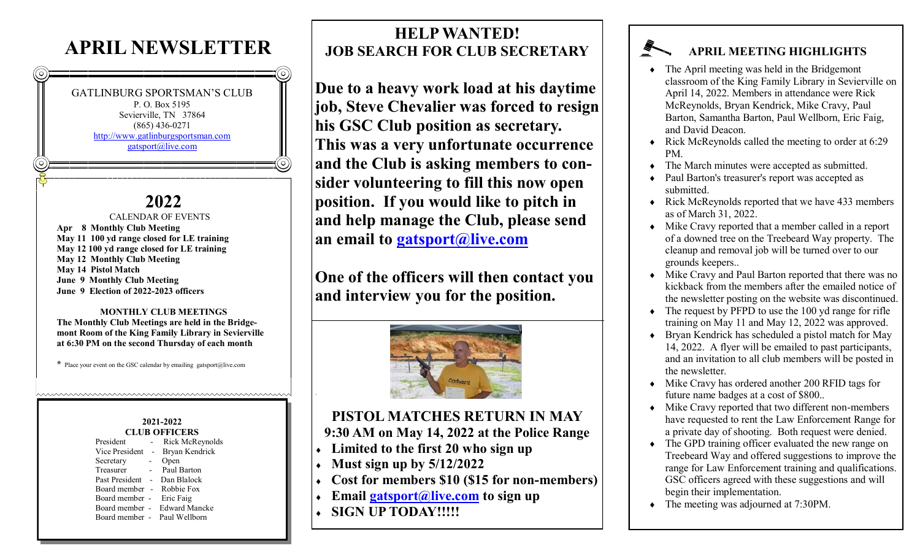# APRIL NEWSLETTER

GATLINBURG SPORTSMAN'S CLUB
P. O. Box 5195
Sevierville, TN 37864
(865) 436-0271
http://www.gatlinburgsportsman.com
gatsport@live.com

## 2022

CALENDAR OF EVENTS

**Apr 8 Monthly Club Meeting**
**May 11 100 yd range closed for LE training**
**May 12 100 yd range closed for LE training**
**May 12 Monthly Club Meeting**
**May 14 Pistol Match**
**June 9 Monthly Club Meeting**
**June 9 Election of 2022-2023 officers**

**MONTHLY CLUB MEETINGS**

**The Monthly Club Meetings are held in the Bridgemont Room of the King Family Library in Sevierville at 6:30 PM on the second Thursday of each month**

* Place your event on the GSC calendar by emailing gatsport@live.com

**2021-2022**
**CLUB OFFICERS**

| | |
|---|---|
| President | Rick McReynolds |
| Vice President | Bryan Kendrick |
| Secretary | Open |
| Treasurer | Paul Barton |
| Past President | Dan Blalock |
| Board member | Robbie Fox |
| Board member | Eric Faig |
| Board member | Edward Mancke |
| Board member | Paul Wellborn |

## HELP WANTED!
## JOB SEARCH FOR CLUB SECRETARY

**Due to a heavy work load at his daytime job, Steve Chevalier was forced to resign his GSC Club position as secretary. This was a very unfortunate occurrence and the Club is asking members to consider volunteering to fill this now open position. If you would like to pitch in and help manage the Club, please send an email to gatsport@live.com**

**One of the officers will then contact you and interview you for the position.**

## PISTOL MATCHES RETURN IN MAY

**9:30 AM on May 14, 2022 at the Police Range**

- **Limited to the first 20 who sign up**
- **Must sign up by 5/12/2022**
- **Cost for members $10 ($15 for non-members)**
- **Email gatsport@live.com to sign up**
- **SIGN UP TODAY!!!!!**

## APRIL MEETING HIGHLIGHTS

- The April meeting was held in the Bridgemont classroom of the King Family Library in Sevierville on April 14, 2022. Members in attendance were Rick McReynolds, Bryan Kendrick, Mike Cravy, Paul Barton, Samantha Barton, Paul Wellborn, Eric Faig, and David Deacon.
- Rick McReynolds called the meeting to order at 6:29 PM.
- The March minutes were accepted as submitted.
- Paul Barton's treasurer's report was accepted as submitted.
- Rick McReynolds reported that we have 433 members as of March 31, 2022.
- Mike Cravy reported that a member called in a report of a downed tree on the Treebeard Way property. The cleanup and removal job will be turned over to our grounds keepers..
- Mike Cravy and Paul Barton reported that there was no kickback from the members after the emailed notice of the newsletter posting on the website was discontinued.
- The request by PFPD to use the 100 yd range for rifle training on May 11 and May 12, 2022 was approved.
- Bryan Kendrick has scheduled a pistol match for May 14, 2022. A flyer will be emailed to past participants, and an invitation to all club members will be posted in the newsletter.
- Mike Cravy has ordered another 200 RFID tags for future name badges at a cost of $800..
- Mike Cravy reported that two different non-members have requested to rent the Law Enforcement Range for a private day of shooting. Both request were denied.
- The GPD training officer evaluated the new range on Treebeard Way and offered suggestions to improve the range for Law Enforcement training and qualifications. GSC officers agreed with these suggestions and will begin their implementation.
- The meeting was adjourned at 7:30PM.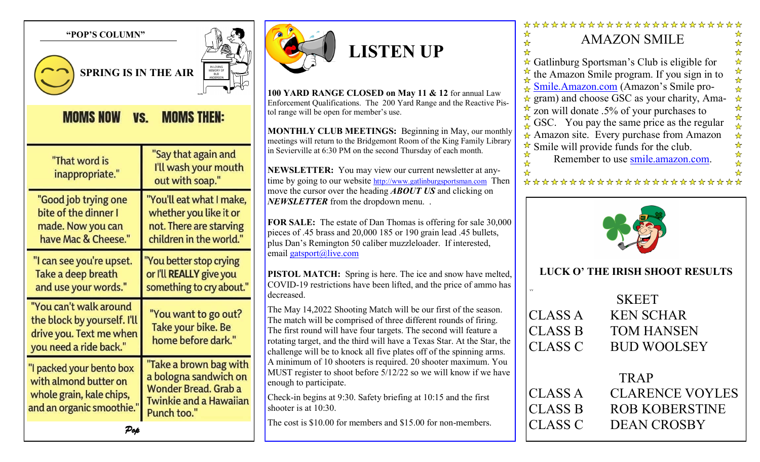## "POP'S COLUMN"

### SPRING IS IN THE AIR

IN LOVING MEMORY OF BUD ANDERSON

**MOMS NOW vs. MOMS THEN:**

| MOMS NOW | MOMS THEN |
|---|---|
| "That word is inappropriate." | "Say that again and I'll wash your mouth out with soap." |
| "Good job trying one bite of the dinner I made. Now you can have Mac & Cheese." | "You'll eat what I make, whether you like it or not. There are starving children in the world." |
| "I can see you're upset. Take a deep breath and use your words." | "You better stop crying or I'll **REALLY** give you something to cry about." |
| "You can't walk around the block by yourself. I'll drive you. Text me when you need a ride back." | "You want to go out? Take your bike. Be home before dark." |
| "I packed your bento box with almond butter on whole grain, kale chips, and an organic smoothie." | "Take a brown bag with a bologna sandwich on Wonder Bread. Grab a Twinkie and a Hawaiian Punch too." |

*Pop*

# LISTEN UP

**100 YARD RANGE CLOSED on May 11 & 12** for annual Law Enforcement Qualifications. The 200 Yard Range and the Reactive Pistol range will be open for member's use.

**MONTHLY CLUB MEETINGS:** Beginning in May, our monthly meetings will return to the Bridgemont Room of the King Family Library in Sevierville at 6:30 PM on the second Thursday of each month.

**NEWSLETTER:** You may view our current newsletter at anytime by going to our website http://www.gatlinburgsportsman.com Then move the cursor over the heading ***ABOUT US*** and clicking on ***NEWSLETTER*** from the dropdown menu. .

**FOR SALE:** The estate of Dan Thomas is offering for sale 30,000 pieces of .45 brass and 20,000 185 or 190 grain lead .45 bullets, plus Dan's Remington 50 caliber muzzleloader. If interested, email gatsport@live.com

**PISTOL MATCH:** Spring is here. The ice and snow have melted, COVID-19 restrictions have been lifted, and the price of ammo has decreased.

The May 14,2022 Shooting Match will be our first of the season. The match will be comprised of three different rounds of firing. The first round will have four targets. The second will feature a rotating target, and the third will have a Texas Star. At the Star, the challenge will be to knock all five plates off of the spinning arms. A minimum of 10 shooters is required. 20 shooter maximum. You MUST register to shoot before 5/12/22 so we will know if we have enough to participate.

Check-in begins at 9:30. Safety briefing at 10:15 and the first shooter is at 10:30.

The cost is $10.00 for members and $15.00 for non-members.

## AMAZON SMILE

Gatlinburg Sportsman's Club is eligible for the Amazon Smile program. If you sign in to Smile.Amazon.com (Amazon's Smile program) and choose GSC as your charity, Amazon will donate .5% of your purchases to GSC. You pay the same price as the regular Amazon site. Every purchase from Amazon Smile will provide funds for the club.

Remember to use smile.amazon.com.

## LUCK O' THE IRISH SHOOT RESULTS

**SKEET**

| | |
|---|---|
| CLASS A | KEN SCHAR |
| CLASS B | TOM HANSEN |
| CLASS C | BUD WOOLSEY |

**TRAP**

| | |
|---|---|
| CLASS A | CLARENCE VOYLES |
| CLASS B | ROB KOBERSTINE |
| CLASS C | DEAN CROSBY |